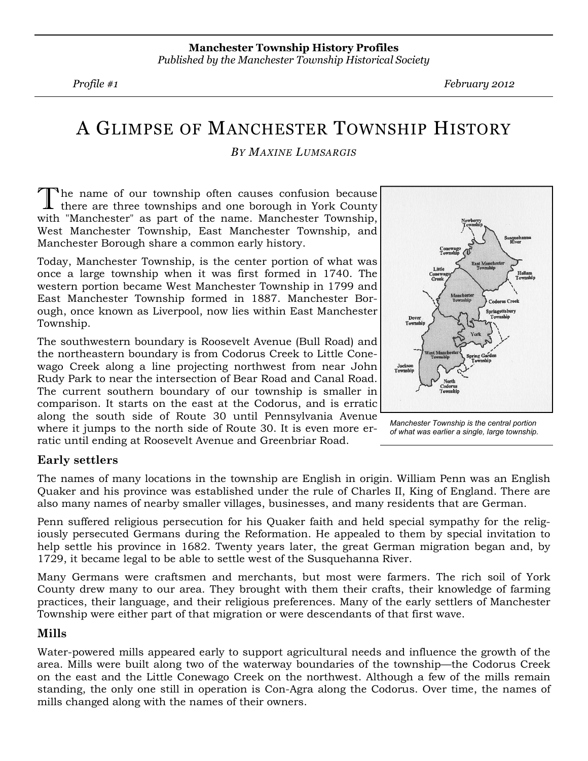**Manchester Township History Profiles**
*Published by the Manchester Township Historical Society*

*Profile #1* *February 2012*

# A Glimpse of Manchester Township History

*By Maxine Lumsargis*

The name of our township often causes confusion because there are three townships and one borough in York County with "Manchester" as part of the name. Manchester Township, West Manchester Township, East Manchester Township, and Manchester Borough share a common early history.

Today, Manchester Township, is the center portion of what was once a large township when it was first formed in 1740. The western portion became West Manchester Township in 1799 and East Manchester Township formed in 1887. Manchester Borough, once known as Liverpool, now lies within East Manchester Township.

The southwestern boundary is Roosevelt Avenue (Bull Road) and the northeastern boundary is from Codorus Creek to Little Conewago Creek along a line projecting northwest from near John Rudy Park to near the intersection of Bear Road and Canal Road. The current southern boundary of our township is smaller in comparison. It starts on the east at the Codorus, and is erratic along the south side of Route 30 until Pennsylvania Avenue where it jumps to the north side of Route 30. It is even more erratic until ending at Roosevelt Avenue and Greenbriar Road.

Manchester Township is the central portion of what was earlier a single, large township.

## Early settlers

The names of many locations in the township are English in origin. William Penn was an English Quaker and his province was established under the rule of Charles II, King of England. There are also many names of nearby smaller villages, businesses, and many residents that are German.

Penn suffered religious persecution for his Quaker faith and held special sympathy for the religiously persecuted Germans during the Reformation. He appealed to them by special invitation to help settle his province in 1682. Twenty years later, the great German migration began and, by 1729, it became legal to be able to settle west of the Susquehanna River.

Many Germans were craftsmen and merchants, but most were farmers. The rich soil of York County drew many to our area. They brought with them their crafts, their knowledge of farming practices, their language, and their religious preferences. Many of the early settlers of Manchester Township were either part of that migration or were descendants of that first wave.

## Mills

Water-powered mills appeared early to support agricultural needs and influence the growth of the area. Mills were built along two of the waterway boundaries of the township—the Codorus Creek on the east and the Little Conewago Creek on the northwest. Although a few of the mills remain standing, the only one still in operation is Con-Agra along the Codorus. Over time, the names of mills changed along with the names of their owners.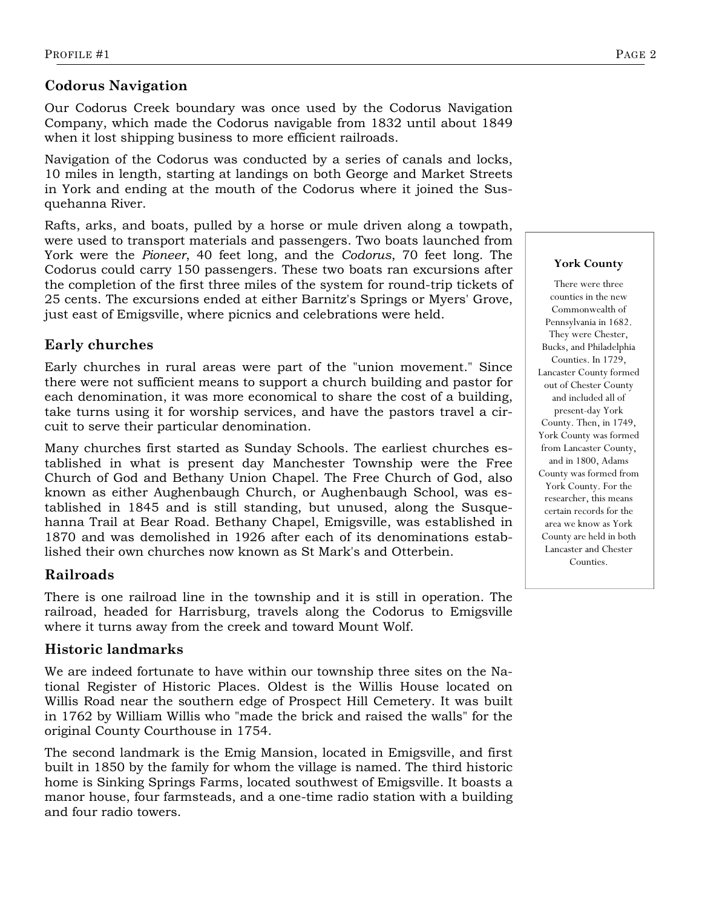## Codorus Navigation

Our Codorus Creek boundary was once used by the Codorus Navigation Company, which made the Codorus navigable from 1832 until about 1849 when it lost shipping business to more efficient railroads.

Navigation of the Codorus was conducted by a series of canals and locks, 10 miles in length, starting at landings on both George and Market Streets in York and ending at the mouth of the Codorus where it joined the Susquehanna River.

Rafts, arks, and boats, pulled by a horse or mule driven along a towpath, were used to transport materials and passengers. Two boats launched from York were the *Pioneer*, 40 feet long, and the *Codorus*, 70 feet long. The Codorus could carry 150 passengers. These two boats ran excursions after the completion of the first three miles of the system for round-trip tickets of 25 cents. The excursions ended at either Barnitz's Springs or Myers' Grove, just east of Emigsville, where picnics and celebrations were held.

## Early churches

Early churches in rural areas were part of the "union movement." Since there were not sufficient means to support a church building and pastor for each denomination, it was more economical to share the cost of a building, take turns using it for worship services, and have the pastors travel a circuit to serve their particular denomination.

Many churches first started as Sunday Schools. The earliest churches established in what is present day Manchester Township were the Free Church of God and Bethany Union Chapel. The Free Church of God, also known as either Aughenbaugh Church, or Aughenbaugh School, was established in 1845 and is still standing, but unused, along the Susquehanna Trail at Bear Road. Bethany Chapel, Emigsville, was established in 1870 and was demolished in 1926 after each of its denominations established their own churches now known as St Mark's and Otterbein.

## Railroads

There is one railroad line in the township and it is still in operation. The railroad, headed for Harrisburg, travels along the Codorus to Emigsville where it turns away from the creek and toward Mount Wolf.

## Historic landmarks

We are indeed fortunate to have within our township three sites on the National Register of Historic Places. Oldest is the Willis House located on Willis Road near the southern edge of Prospect Hill Cemetery. It was built in 1762 by William Willis who "made the brick and raised the walls" for the original County Courthouse in 1754.

The second landmark is the Emig Mansion, located in Emigsville, and first built in 1850 by the family for whom the village is named. The third historic home is Sinking Springs Farms, located southwest of Emigsville. It boasts a manor house, four farmsteads, and a one-time radio station with a building and four radio towers.

**York County**

There were three counties in the new Commonwealth of Pennsylvania in 1682. They were Chester, Bucks, and Philadelphia Counties. In 1729, Lancaster County formed out of Chester County and included all of present-day York County. Then, in 1749, York County was formed from Lancaster County, and in 1800, Adams County was formed from York County. For the researcher, this means certain records for the area we know as York County are held in both Lancaster and Chester Counties.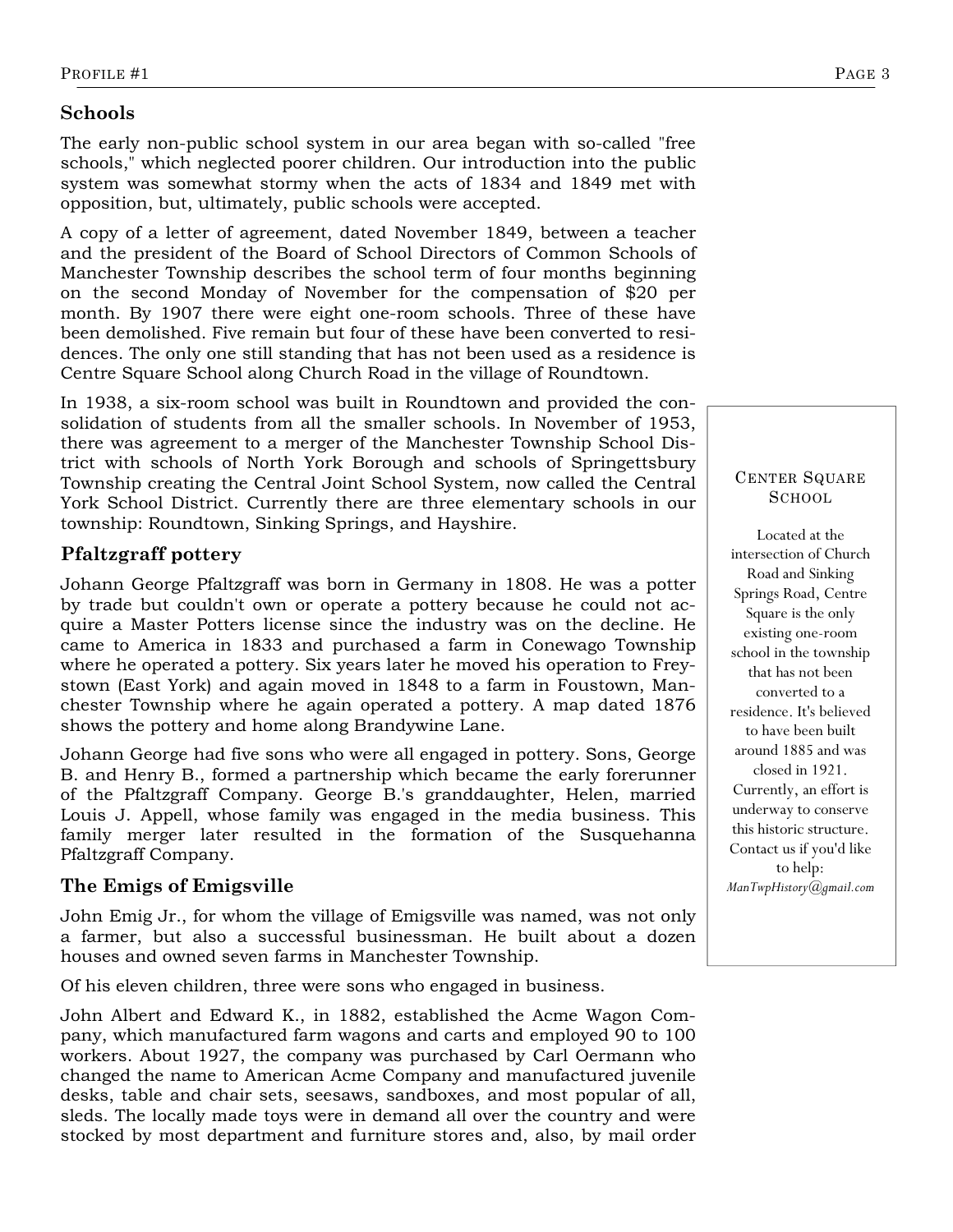## Schools

The early non-public school system in our area began with so-called "free schools," which neglected poorer children. Our introduction into the public system was somewhat stormy when the acts of 1834 and 1849 met with opposition, but, ultimately, public schools were accepted.

A copy of a letter of agreement, dated November 1849, between a teacher and the president of the Board of School Directors of Common Schools of Manchester Township describes the school term of four months beginning on the second Monday of November for the compensation of $20 per month. By 1907 there were eight one-room schools. Three of these have been demolished. Five remain but four of these have been converted to residences. The only one still standing that has not been used as a residence is Centre Square School along Church Road in the village of Roundtown.

In 1938, a six-room school was built in Roundtown and provided the consolidation of students from all the smaller schools. In November of 1953, there was agreement to a merger of the Manchester Township School District with schools of North York Borough and schools of Springettsbury Township creating the Central Joint School System, now called the Central York School District. Currently there are three elementary schools in our township: Roundtown, Sinking Springs, and Hayshire.

## Pfaltzgraff pottery

Johann George Pfaltzgraff was born in Germany in 1808. He was a potter by trade but couldn't own or operate a pottery because he could not acquire a Master Potters license since the industry was on the decline. He came to America in 1833 and purchased a farm in Conewago Township where he operated a pottery. Six years later he moved his operation to Freystown (East York) and again moved in 1848 to a farm in Foustown, Manchester Township where he again operated a pottery. A map dated 1876 shows the pottery and home along Brandywine Lane.

Johann George had five sons who were all engaged in pottery. Sons, George B. and Henry B., formed a partnership which became the early forerunner of the Pfaltzgraff Company. George B.'s granddaughter, Helen, married Louis J. Appell, whose family was engaged in the media business. This family merger later resulted in the formation of the Susquehanna Pfaltzgraff Company.

## The Emigs of Emigsville

John Emig Jr., for whom the village of Emigsville was named, was not only a farmer, but also a successful businessman. He built about a dozen houses and owned seven farms in Manchester Township.

Of his eleven children, three were sons who engaged in business.

John Albert and Edward K., in 1882, established the Acme Wagon Company, which manufactured farm wagons and carts and employed 90 to 100 workers. About 1927, the company was purchased by Carl Oermann who changed the name to American Acme Company and manufactured juvenile desks, table and chair sets, seesaws, sandboxes, and most popular of all, sleds. The locally made toys were in demand all over the country and were stocked by most department and furniture stores and, also, by mail order

---

**Center Square School**

Located at the intersection of Church Road and Sinking Springs Road, Centre Square is the only existing one-room school in the township that has not been converted to a residence. It's believed to have been built around 1885 and was closed in 1921. Currently, an effort is underway to conserve this historic structure. Contact us if you'd like to help: *ManTwpHistory@gmail.com*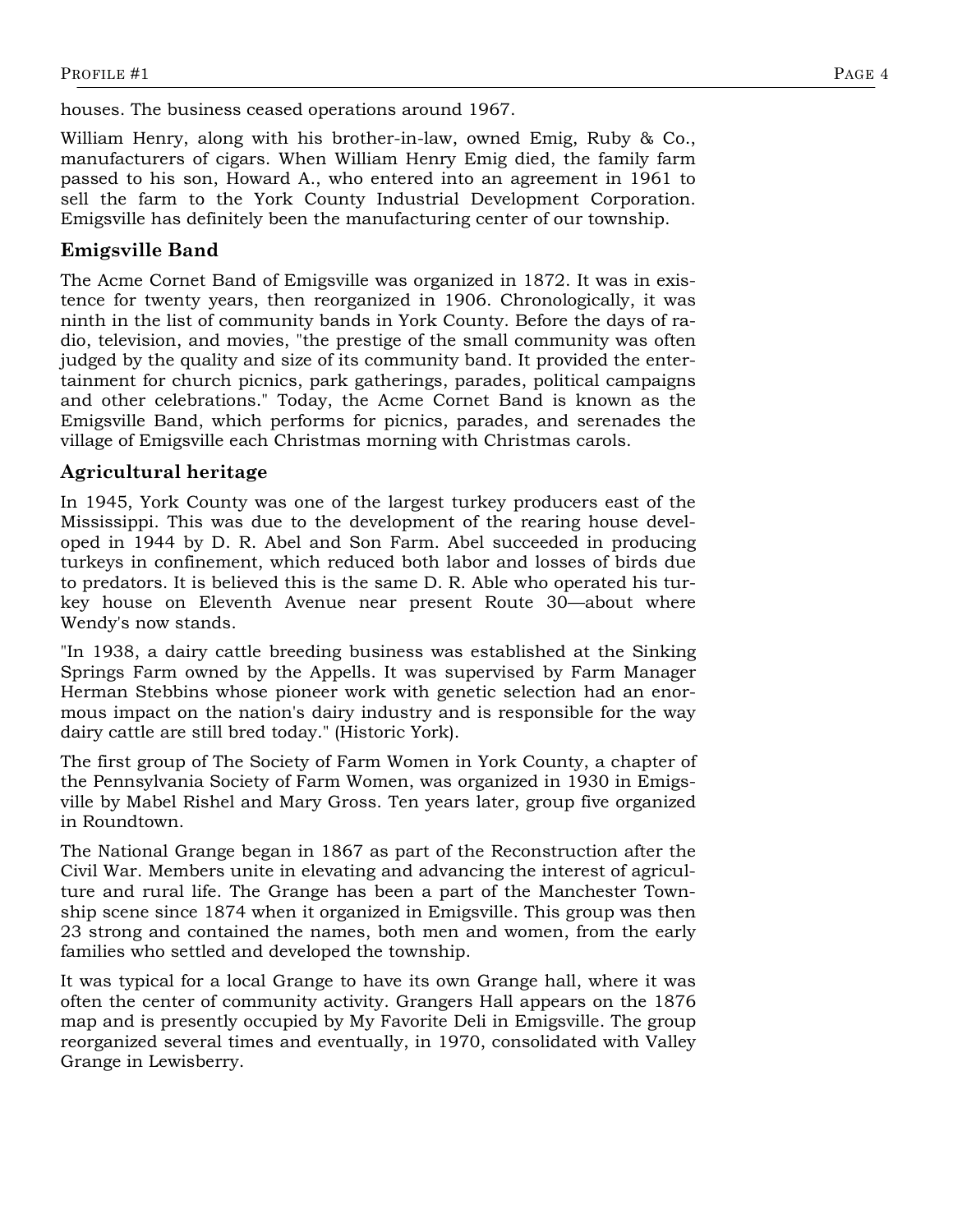houses. The business ceased operations around 1967.

William Henry, along with his brother-in-law, owned Emig, Ruby & Co., manufacturers of cigars. When William Henry Emig died, the family farm passed to his son, Howard A., who entered into an agreement in 1961 to sell the farm to the York County Industrial Development Corporation. Emigsville has definitely been the manufacturing center of our township.

### Emigsville Band

The Acme Cornet Band of Emigsville was organized in 1872. It was in existence for twenty years, then reorganized in 1906. Chronologically, it was ninth in the list of community bands in York County. Before the days of radio, television, and movies, "the prestige of the small community was often judged by the quality and size of its community band. It provided the entertainment for church picnics, park gatherings, parades, political campaigns and other celebrations." Today, the Acme Cornet Band is known as the Emigsville Band, which performs for picnics, parades, and serenades the village of Emigsville each Christmas morning with Christmas carols.

### Agricultural heritage

In 1945, York County was one of the largest turkey producers east of the Mississippi. This was due to the development of the rearing house developed in 1944 by D. R. Abel and Son Farm. Abel succeeded in producing turkeys in confinement, which reduced both labor and losses of birds due to predators. It is believed this is the same D. R. Able who operated his turkey house on Eleventh Avenue near present Route 30—about where Wendy's now stands.

"In 1938, a dairy cattle breeding business was established at the Sinking Springs Farm owned by the Appells. It was supervised by Farm Manager Herman Stebbins whose pioneer work with genetic selection had an enormous impact on the nation's dairy industry and is responsible for the way dairy cattle are still bred today." (Historic York).

The first group of The Society of Farm Women in York County, a chapter of the Pennsylvania Society of Farm Women, was organized in 1930 in Emigsville by Mabel Rishel and Mary Gross. Ten years later, group five organized in Roundtown.

The National Grange began in 1867 as part of the Reconstruction after the Civil War. Members unite in elevating and advancing the interest of agriculture and rural life. The Grange has been a part of the Manchester Township scene since 1874 when it organized in Emigsville. This group was then 23 strong and contained the names, both men and women, from the early families who settled and developed the township.

It was typical for a local Grange to have its own Grange hall, where it was often the center of community activity. Grangers Hall appears on the 1876 map and is presently occupied by My Favorite Deli in Emigsville. The group reorganized several times and eventually, in 1970, consolidated with Valley Grange in Lewisberry.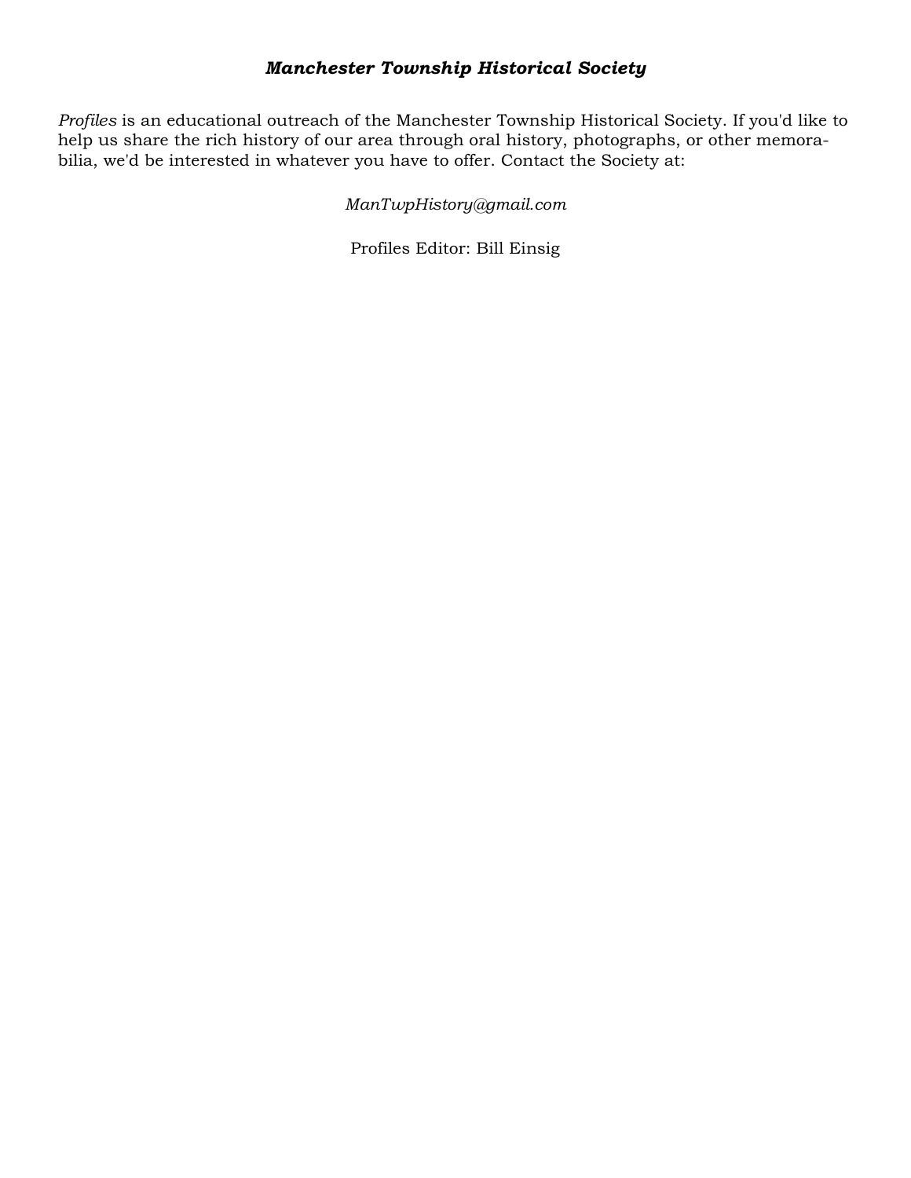## ***Manchester Township Historical Society***

*Profiles* is an educational outreach of the Manchester Township Historical Society. If you'd like to help us share the rich history of our area through oral history, photographs, or other memorabilia, we'd be interested in whatever you have to offer. Contact the Society at:

*ManTwpHistory@gmail.com*

Profiles Editor: Bill Einsig